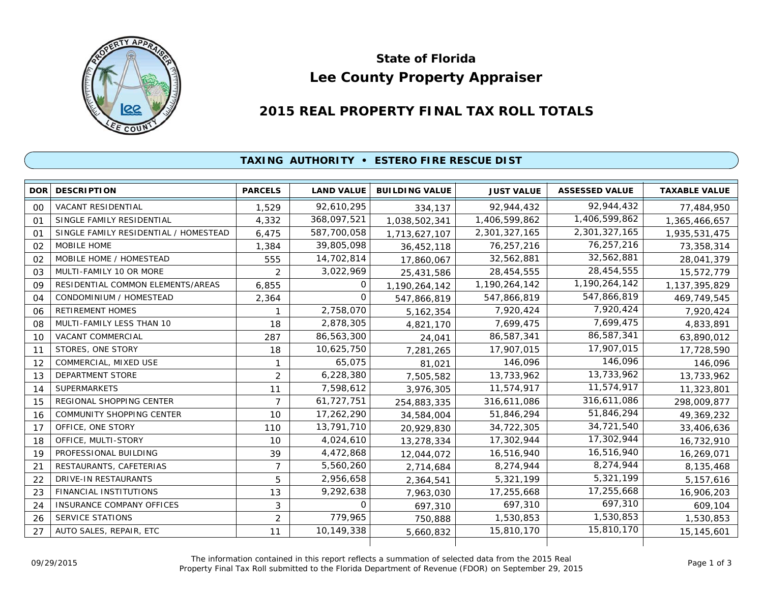# State of Florida

# Lee County Property Appraiser

## 2015 REAL PROPERTY FINAL TAX ROLL TOTALS

### TAXING AUTHORITY • ESTERO FIRE RESCUE DIST

| DOR | DESCRIPTION | PARCELS | LAND VALUE | BUILDING VALUE | JUST VALUE | ASSESSED VALUE | TAXABLE VALUE |
|---|---|---|---|---|---|---|---|
| 00 | VACANT RESIDENTIAL | 1,529 | 92,610,295 | 334,137 | 92,944,432 | 92,944,432 | 77,484,950 |
| 01 | SINGLE FAMILY RESIDENTIAL | 4,332 | 368,097,521 | 1,038,502,341 | 1,406,599,862 | 1,406,599,862 | 1,365,466,657 |
| 01 | SINGLE FAMILY RESIDENTIAL / HOMESTEAD | 6,475 | 587,700,058 | 1,713,627,107 | 2,301,327,165 | 2,301,327,165 | 1,935,531,475 |
| 02 | MOBILE HOME | 1,384 | 39,805,098 | 36,452,118 | 76,257,216 | 76,257,216 | 73,358,314 |
| 02 | MOBILE HOME / HOMESTEAD | 555 | 14,702,814 | 17,860,067 | 32,562,881 | 32,562,881 | 28,041,379 |
| 03 | MULTI-FAMILY 10 OR MORE | 2 | 3,022,969 | 25,431,586 | 28,454,555 | 28,454,555 | 15,572,779 |
| 09 | RESIDENTIAL COMMON ELEMENTS/AREAS | 6,855 | 0 | 1,190,264,142 | 1,190,264,142 | 1,190,264,142 | 1,137,395,829 |
| 04 | CONDOMINIUM / HOMESTEAD | 2,364 | 0 | 547,866,819 | 547,866,819 | 547,866,819 | 469,749,545 |
| 06 | RETIREMENT HOMES | 1 | 2,758,070 | 5,162,354 | 7,920,424 | 7,920,424 | 7,920,424 |
| 08 | MULTI-FAMILY LESS THAN 10 | 18 | 2,878,305 | 4,821,170 | 7,699,475 | 7,699,475 | 4,833,891 |
| 10 | VACANT COMMERCIAL | 287 | 86,563,300 | 24,041 | 86,587,341 | 86,587,341 | 63,890,012 |
| 11 | STORES, ONE STORY | 18 | 10,625,750 | 7,281,265 | 17,907,015 | 17,907,015 | 17,728,590 |
| 12 | COMMERCIAL, MIXED USE | 1 | 65,075 | 81,021 | 146,096 | 146,096 | 146,096 |
| 13 | DEPARTMENT STORE | 2 | 6,228,380 | 7,505,582 | 13,733,962 | 13,733,962 | 13,733,962 |
| 14 | SUPERMARKETS | 11 | 7,598,612 | 3,976,305 | 11,574,917 | 11,574,917 | 11,323,801 |
| 15 | REGIONAL SHOPPING CENTER | 7 | 61,727,751 | 254,883,335 | 316,611,086 | 316,611,086 | 298,009,877 |
| 16 | COMMUNITY SHOPPING CENTER | 10 | 17,262,290 | 34,584,004 | 51,846,294 | 51,846,294 | 49,369,232 |
| 17 | OFFICE, ONE STORY | 110 | 13,791,710 | 20,929,830 | 34,722,305 | 34,721,540 | 33,406,636 |
| 18 | OFFICE, MULTI-STORY | 10 | 4,024,610 | 13,278,334 | 17,302,944 | 17,302,944 | 16,732,910 |
| 19 | PROFESSIONAL BUILDING | 39 | 4,472,868 | 12,044,072 | 16,516,940 | 16,516,940 | 16,269,071 |
| 21 | RESTAURANTS, CAFETERIAS | 7 | 5,560,260 | 2,714,684 | 8,274,944 | 8,274,944 | 8,135,468 |
| 22 | DRIVE-IN RESTAURANTS | 5 | 2,956,658 | 2,364,541 | 5,321,199 | 5,321,199 | 5,157,616 |
| 23 | FINANCIAL INSTITUTIONS | 13 | 9,292,638 | 7,963,030 | 17,255,668 | 17,255,668 | 16,906,203 |
| 24 | INSURANCE COMPANY OFFICES | 3 | 0 | 697,310 | 697,310 | 697,310 | 609,104 |
| 26 | SERVICE STATIONS | 2 | 779,965 | 750,888 | 1,530,853 | 1,530,853 | 1,530,853 |
| 27 | AUTO SALES, REPAIR, ETC | 11 | 10,149,338 | 5,660,832 | 15,810,170 | 15,810,170 | 15,145,601 |

09/29/2015

The information contained in this report reflects a summation of selected data from the 2015 Real Property Final Tax Roll submitted to the Florida Department of Revenue (FDOR) on September 29, 2015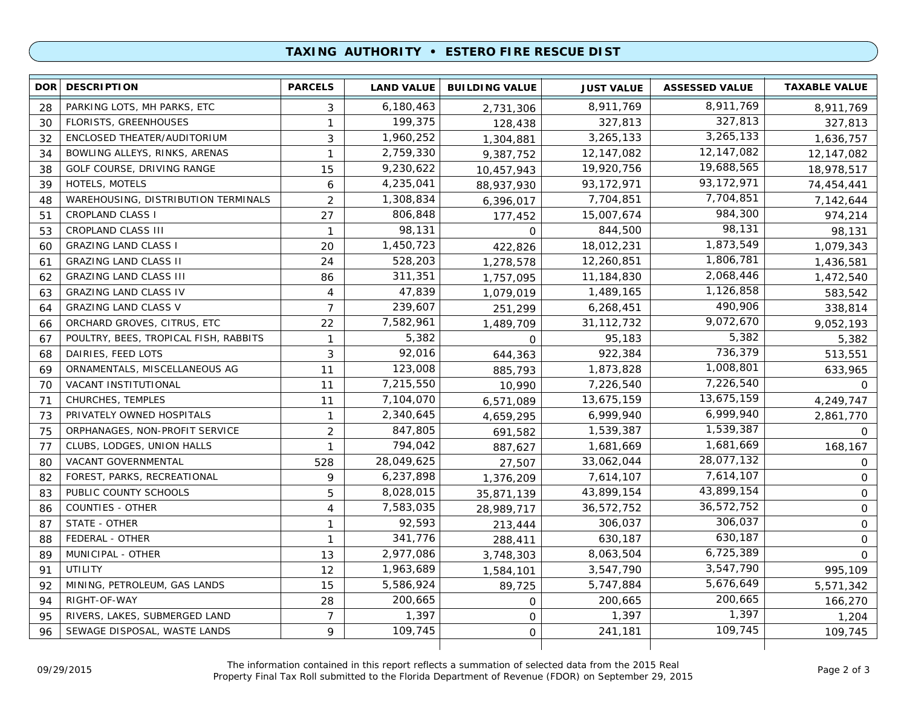## TAXING AUTHORITY • ESTERO FIRE RESCUE DIST

| DOR | DESCRIPTION | PARCELS | LAND VALUE | BUILDING VALUE | JUST VALUE | ASSESSED VALUE | TAXABLE VALUE |
|---|---|---|---|---|---|---|---|
| 28 | PARKING LOTS, MH PARKS, ETC | 3 | 6,180,463 | 2,731,306 | 8,911,769 | 8,911,769 | 8,911,769 |
| 30 | FLORISTS, GREENHOUSES | 1 | 199,375 | 128,438 | 327,813 | 327,813 | 327,813 |
| 32 | ENCLOSED THEATER/AUDITORIUM | 3 | 1,960,252 | 1,304,881 | 3,265,133 | 3,265,133 | 1,636,757 |
| 34 | BOWLING ALLEYS, RINKS, ARENAS | 1 | 2,759,330 | 9,387,752 | 12,147,082 | 12,147,082 | 12,147,082 |
| 38 | GOLF COURSE, DRIVING RANGE | 15 | 9,230,622 | 10,457,943 | 19,920,756 | 19,688,565 | 18,978,517 |
| 39 | HOTELS, MOTELS | 6 | 4,235,041 | 88,937,930 | 93,172,971 | 93,172,971 | 74,454,441 |
| 48 | WAREHOUSING, DISTRIBUTION TERMINALS | 2 | 1,308,834 | 6,396,017 | 7,704,851 | 7,704,851 | 7,142,644 |
| 51 | CROPLAND CLASS I | 27 | 806,848 | 177,452 | 15,007,674 | 984,300 | 974,214 |
| 53 | CROPLAND CLASS III | 1 | 98,131 | 0 | 844,500 | 98,131 | 98,131 |
| 60 | GRAZING LAND CLASS I | 20 | 1,450,723 | 422,826 | 18,012,231 | 1,873,549 | 1,079,343 |
| 61 | GRAZING LAND CLASS II | 24 | 528,203 | 1,278,578 | 12,260,851 | 1,806,781 | 1,436,581 |
| 62 | GRAZING LAND CLASS III | 86 | 311,351 | 1,757,095 | 11,184,830 | 2,068,446 | 1,472,540 |
| 63 | GRAZING LAND CLASS IV | 4 | 47,839 | 1,079,019 | 1,489,165 | 1,126,858 | 583,542 |
| 64 | GRAZING LAND CLASS V | 7 | 239,607 | 251,299 | 6,268,451 | 490,906 | 338,814 |
| 66 | ORCHARD GROVES, CITRUS, ETC | 22 | 7,582,961 | 1,489,709 | 31,112,732 | 9,072,670 | 9,052,193 |
| 67 | POULTRY, BEES, TROPICAL FISH, RABBITS | 1 | 5,382 | 0 | 95,183 | 5,382 | 5,382 |
| 68 | DAIRIES, FEED LOTS | 3 | 92,016 | 644,363 | 922,384 | 736,379 | 513,551 |
| 69 | ORNAMENTALS, MISCELLANEOUS AG | 11 | 123,008 | 885,793 | 1,873,828 | 1,008,801 | 633,965 |
| 70 | VACANT INSTITUTIONAL | 11 | 7,215,550 | 10,990 | 7,226,540 | 7,226,540 | 0 |
| 71 | CHURCHES, TEMPLES | 11 | 7,104,070 | 6,571,089 | 13,675,159 | 13,675,159 | 4,249,747 |
| 73 | PRIVATELY OWNED HOSPITALS | 1 | 2,340,645 | 4,659,295 | 6,999,940 | 6,999,940 | 2,861,770 |
| 75 | ORPHANAGES, NON-PROFIT SERVICE | 2 | 847,805 | 691,582 | 1,539,387 | 1,539,387 | 0 |
| 77 | CLUBS, LODGES, UNION HALLS | 1 | 794,042 | 887,627 | 1,681,669 | 1,681,669 | 168,167 |
| 80 | VACANT GOVERNMENTAL | 528 | 28,049,625 | 27,507 | 33,062,044 | 28,077,132 | 0 |
| 82 | FOREST, PARKS, RECREATIONAL | 9 | 6,237,898 | 1,376,209 | 7,614,107 | 7,614,107 | 0 |
| 83 | PUBLIC COUNTY SCHOOLS | 5 | 8,028,015 | 35,871,139 | 43,899,154 | 43,899,154 | 0 |
| 86 | COUNTIES - OTHER | 4 | 7,583,035 | 28,989,717 | 36,572,752 | 36,572,752 | 0 |
| 87 | STATE - OTHER | 1 | 92,593 | 213,444 | 306,037 | 306,037 | 0 |
| 88 | FEDERAL - OTHER | 1 | 341,776 | 288,411 | 630,187 | 630,187 | 0 |
| 89 | MUNICIPAL - OTHER | 13 | 2,977,086 | 3,748,303 | 8,063,504 | 6,725,389 | 0 |
| 91 | UTILITY | 12 | 1,963,689 | 1,584,101 | 3,547,790 | 3,547,790 | 995,109 |
| 92 | MINING, PETROLEUM, GAS LANDS | 15 | 5,586,924 | 89,725 | 5,747,884 | 5,676,649 | 5,571,342 |
| 94 | RIGHT-OF-WAY | 28 | 200,665 | 0 | 200,665 | 200,665 | 166,270 |
| 95 | RIVERS, LAKES, SUBMERGED LAND | 7 | 1,397 | 0 | 1,397 | 1,397 | 1,204 |
| 96 | SEWAGE DISPOSAL, WASTE LANDS | 9 | 109,745 | 0 | 241,181 | 109,745 | 109,745 |

09/29/2015

The information contained in this report reflects a summation of selected data from the 2015 Real Property Final Tax Roll submitted to the Florida Department of Revenue (FDOR) on September 29, 2015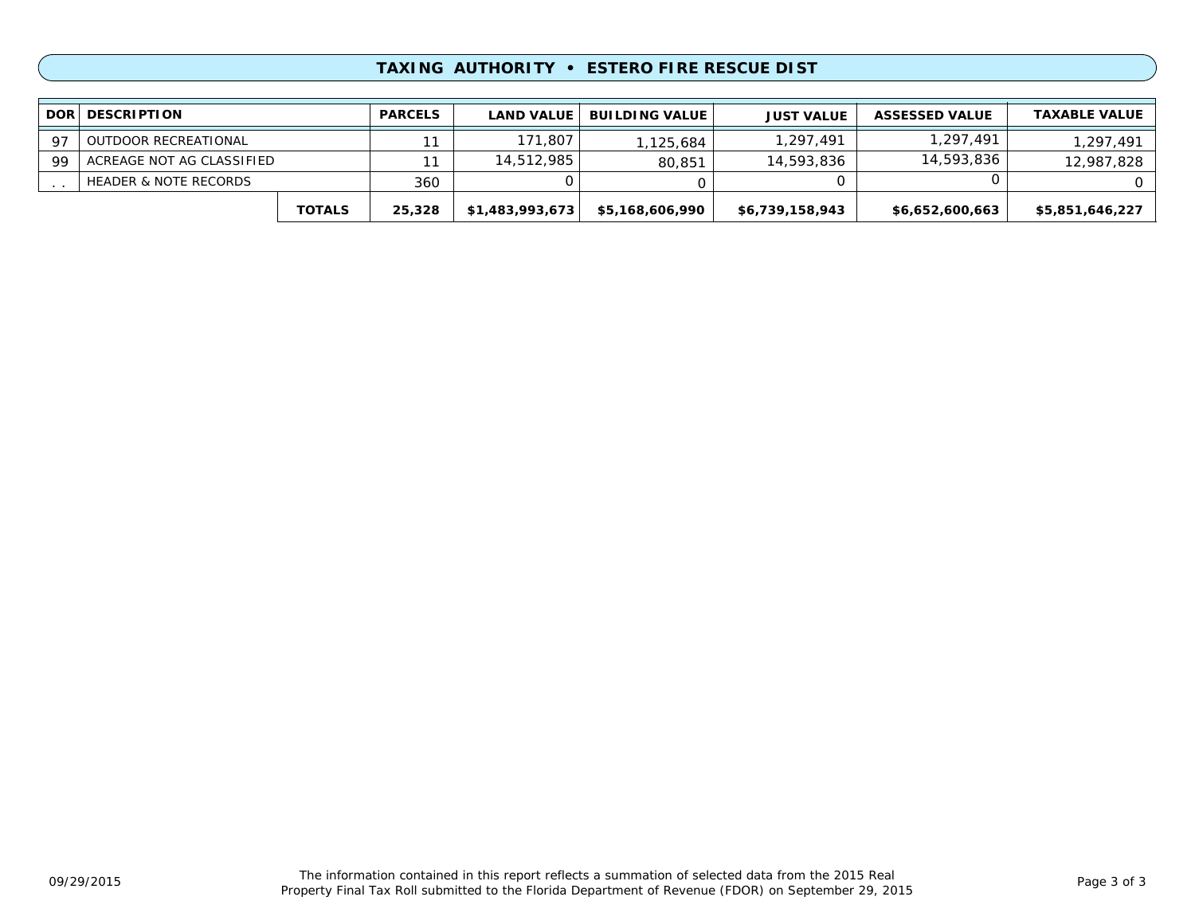## TAXING AUTHORITY • ESTERO FIRE RESCUE DIST

| DOR | DESCRIPTION | PARCELS | LAND VALUE | BUILDING VALUE | JUST VALUE | ASSESSED VALUE | TAXABLE VALUE |
|---|---|---|---|---|---|---|---|
| 97 | OUTDOOR RECREATIONAL | 11 | 171,807 | 1,125,684 | 1,297,491 | 1,297,491 | 1,297,491 |
| 99 | ACREAGE NOT AG CLASSIFIED | 11 | 14,512,985 | 80,851 | 14,593,836 | 14,593,836 | 12,987,828 |
| . . | HEADER & NOTE RECORDS | 360 | 0 | 0 | 0 | 0 | 0 |
| | **TOTALS** | **25,328** | **$1,483,993,673** | **$5,168,606,990** | **$6,739,158,943** | **$6,652,600,663** | **$5,851,646,227** |

09/29/2015

The information contained in this report reflects a summation of selected data from the 2015 Real Property Final Tax Roll submitted to the Florida Department of Revenue (FDOR) on September 29, 2015